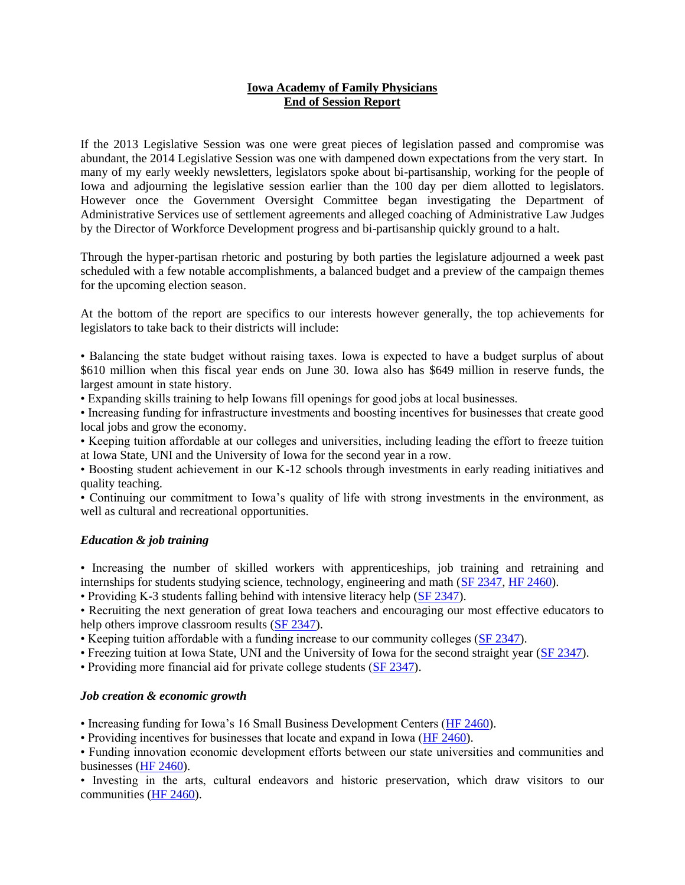# Iowa Academy of Family Physicians
## End of Session Report

If the 2013 Legislative Session was one were great pieces of legislation passed and compromise was abundant, the 2014 Legislative Session was one with dampened down expectations from the very start. In many of my early weekly newsletters, legislators spoke about bi-partisanship, working for the people of Iowa and adjourning the legislative session earlier than the 100 day per diem allotted to legislators. However once the Government Oversight Committee began investigating the Department of Administrative Services use of settlement agreements and alleged coaching of Administrative Law Judges by the Director of Workforce Development progress and bi-partisanship quickly ground to a halt.

Through the hyper-partisan rhetoric and posturing by both parties the legislature adjourned a week past scheduled with a few notable accomplishments, a balanced budget and a preview of the campaign themes for the upcoming election season.

At the bottom of the report are specifics to our interests however generally, the top achievements for legislators to take back to their districts will include:

- Balancing the state budget without raising taxes. Iowa is expected to have a budget surplus of about $610 million when this fiscal year ends on June 30. Iowa also has $649 million in reserve funds, the largest amount in state history.
- Expanding skills training to help Iowans fill openings for good jobs at local businesses.
- Increasing funding for infrastructure investments and boosting incentives for businesses that create good local jobs and grow the economy.
- Keeping tuition affordable at our colleges and universities, including leading the effort to freeze tuition at Iowa State, UNI and the University of Iowa for the second year in a row.
- Boosting student achievement in our K-12 schools through investments in early reading initiatives and quality teaching.
- Continuing our commitment to Iowa's quality of life with strong investments in the environment, as well as cultural and recreational opportunities.

### *Education & job training*

- Increasing the number of skilled workers with apprenticeships, job training and retraining and internships for students studying science, technology, engineering and math (SF 2347, HF 2460).
- Providing K-3 students falling behind with intensive literacy help (SF 2347).
- Recruiting the next generation of great Iowa teachers and encouraging our most effective educators to help others improve classroom results (SF 2347).
- Keeping tuition affordable with a funding increase to our community colleges (SF 2347).
- Freezing tuition at Iowa State, UNI and the University of Iowa for the second straight year (SF 2347).
- Providing more financial aid for private college students (SF 2347).

### *Job creation & economic growth*

- Increasing funding for Iowa's 16 Small Business Development Centers (HF 2460).
- Providing incentives for businesses that locate and expand in Iowa (HF 2460).
- Funding innovation economic development efforts between our state universities and communities and businesses (HF 2460).
- Investing in the arts, cultural endeavors and historic preservation, which draw visitors to our communities (HF 2460).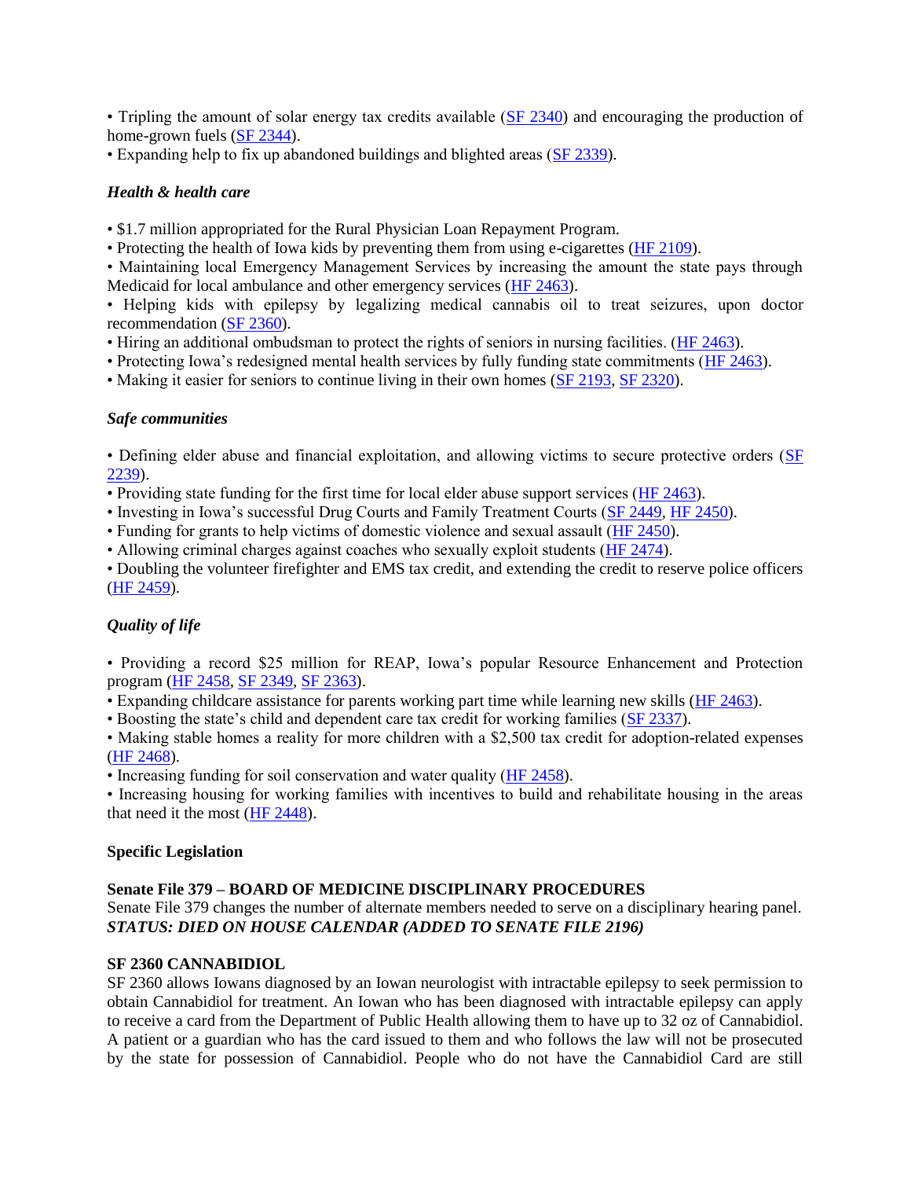• Tripling the amount of solar energy tax credits available (SF 2340) and encouraging the production of home-grown fuels (SF 2344).
• Expanding help to fix up abandoned buildings and blighted areas (SF 2339).

### *Health & health care*

• $1.7 million appropriated for the Rural Physician Loan Repayment Program.
• Protecting the health of Iowa kids by preventing them from using e-cigarettes (HF 2109).
• Maintaining local Emergency Management Services by increasing the amount the state pays through Medicaid for local ambulance and other emergency services (HF 2463).
• Helping kids with epilepsy by legalizing medical cannabis oil to treat seizures, upon doctor recommendation (SF 2360).
• Hiring an additional ombudsman to protect the rights of seniors in nursing facilities. (HF 2463).
• Protecting Iowa's redesigned mental health services by fully funding state commitments (HF 2463).
• Making it easier for seniors to continue living in their own homes (SF 2193, SF 2320).

### *Safe communities*

• Defining elder abuse and financial exploitation, and allowing victims to secure protective orders (SF 2239).
• Providing state funding for the first time for local elder abuse support services (HF 2463).
• Investing in Iowa's successful Drug Courts and Family Treatment Courts (SF 2449, HF 2450).
• Funding for grants to help victims of domestic violence and sexual assault (HF 2450).
• Allowing criminal charges against coaches who sexually exploit students (HF 2474).
• Doubling the volunteer firefighter and EMS tax credit, and extending the credit to reserve police officers (HF 2459).

### *Quality of life*

• Providing a record $25 million for REAP, Iowa's popular Resource Enhancement and Protection program (HF 2458, SF 2349, SF 2363).
• Expanding childcare assistance for parents working part time while learning new skills (HF 2463).
• Boosting the state's child and dependent care tax credit for working families (SF 2337).
• Making stable homes a reality for more children with a $2,500 tax credit for adoption-related expenses (HF 2468).
• Increasing funding for soil conservation and water quality (HF 2458).
• Increasing housing for working families with incentives to build and rehabilitate housing in the areas that need it the most (HF 2448).

## Specific Legislation

**Senate File 379 – BOARD OF MEDICINE DISCIPLINARY PROCEDURES**
Senate File 379 changes the number of alternate members needed to serve on a disciplinary hearing panel.
***STATUS: DIED ON HOUSE CALENDAR (ADDED TO SENATE FILE 2196)***

**SF 2360 CANNABIDIOL**
SF 2360 allows Iowans diagnosed by an Iowan neurologist with intractable epilepsy to seek permission to obtain Cannabidiol for treatment. An Iowan who has been diagnosed with intractable epilepsy can apply to receive a card from the Department of Public Health allowing them to have up to 32 oz of Cannabidiol. A patient or a guardian who has the card issued to them and who follows the law will not be prosecuted by the state for possession of Cannabidiol. People who do not have the Cannabidiol Card are still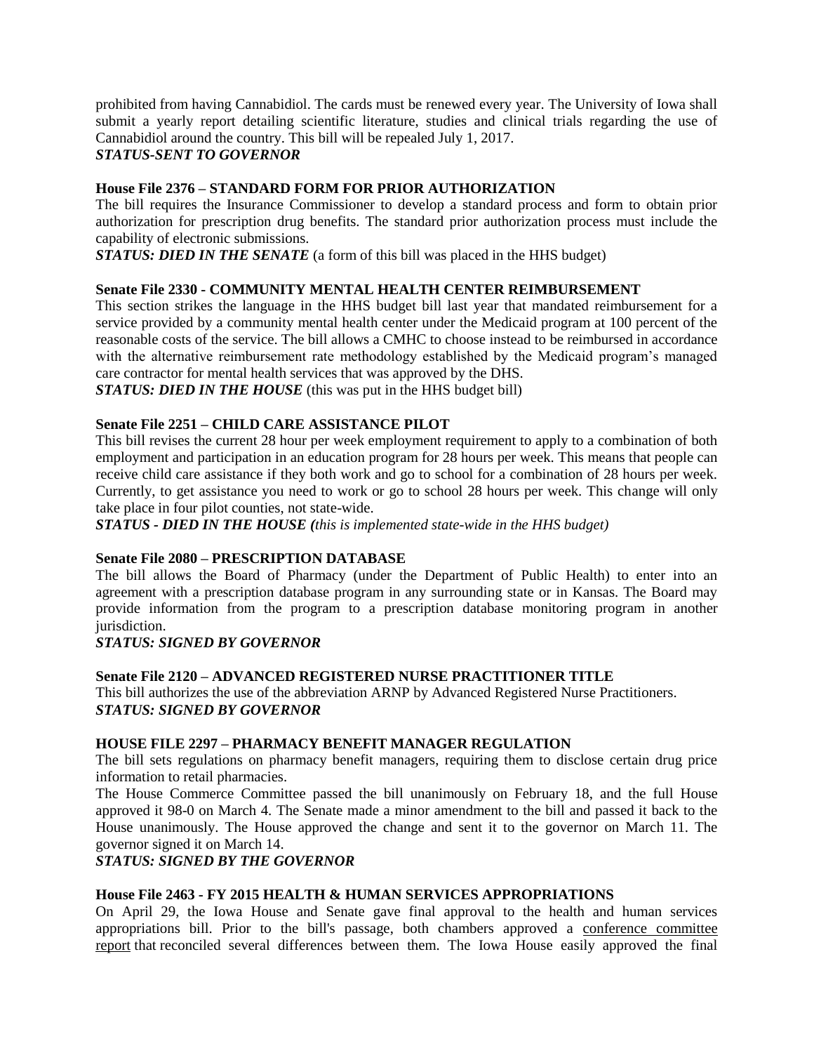prohibited from having Cannabidiol. The cards must be renewed every year. The University of Iowa shall submit a yearly report detailing scientific literature, studies and clinical trials regarding the use of Cannabidiol around the country. This bill will be repealed July 1, 2017.
***STATUS-SENT TO GOVERNOR***

**House File 2376 – STANDARD FORM FOR PRIOR AUTHORIZATION**
The bill requires the Insurance Commissioner to develop a standard process and form to obtain prior authorization for prescription drug benefits. The standard prior authorization process must include the capability of electronic submissions.
***STATUS: DIED IN THE SENATE*** (a form of this bill was placed in the HHS budget)

**Senate File 2330 - COMMUNITY MENTAL HEALTH CENTER REIMBURSEMENT**
This section strikes the language in the HHS budget bill last year that mandated reimbursement for a service provided by a community mental health center under the Medicaid program at 100 percent of the reasonable costs of the service. The bill allows a CMHC to choose instead to be reimbursed in accordance with the alternative reimbursement rate methodology established by the Medicaid program's managed care contractor for mental health services that was approved by the DHS.
***STATUS: DIED IN THE HOUSE*** (this was put in the HHS budget bill)

**Senate File 2251 – CHILD CARE ASSISTANCE PILOT**
This bill revises the current 28 hour per week employment requirement to apply to a combination of both employment and participation in an education program for 28 hours per week. This means that people can receive child care assistance if they both work and go to school for a combination of 28 hours per week. Currently, to get assistance you need to work or go to school 28 hours per week. This change will only take place in four pilot counties, not state-wide.
***STATUS - DIED IN THE HOUSE (****this is implemented state-wide in the HHS budget)*

**Senate File 2080 – PRESCRIPTION DATABASE**
The bill allows the Board of Pharmacy (under the Department of Public Health) to enter into an agreement with a prescription database program in any surrounding state or in Kansas. The Board may provide information from the program to a prescription database monitoring program in another jurisdiction.
***STATUS: SIGNED BY GOVERNOR***

**Senate File 2120 – ADVANCED REGISTERED NURSE PRACTITIONER TITLE**
This bill authorizes the use of the abbreviation ARNP by Advanced Registered Nurse Practitioners.
***STATUS: SIGNED BY GOVERNOR***

**HOUSE FILE 2297 – PHARMACY BENEFIT MANAGER REGULATION**
The bill sets regulations on pharmacy benefit managers, requiring them to disclose certain drug price information to retail pharmacies.
The House Commerce Committee passed the bill unanimously on February 18, and the full House approved it 98-0 on March 4. The Senate made a minor amendment to the bill and passed it back to the House unanimously. The House approved the change and sent it to the governor on March 11. The governor signed it on March 14.
***STATUS: SIGNED BY THE GOVERNOR***

**House File 2463 - FY 2015 HEALTH & HUMAN SERVICES APPROPRIATIONS**
On April 29, the Iowa House and Senate gave final approval to the health and human services appropriations bill. Prior to the bill's passage, both chambers approved a conference committee report that reconciled several differences between them. The Iowa House easily approved the final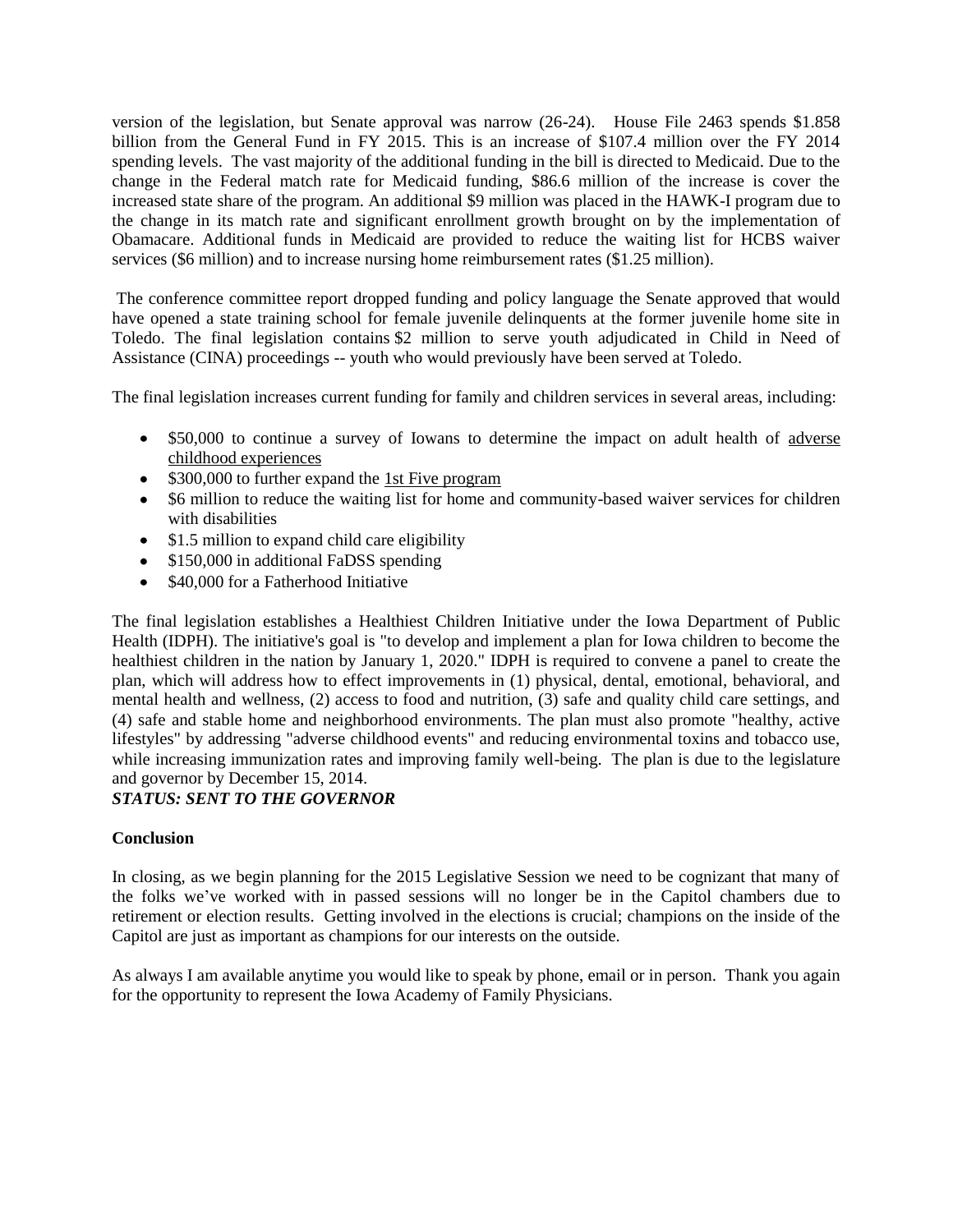version of the legislation, but Senate approval was narrow (26-24). House File 2463 spends $1.858 billion from the General Fund in FY 2015. This is an increase of $107.4 million over the FY 2014 spending levels. The vast majority of the additional funding in the bill is directed to Medicaid. Due to the change in the Federal match rate for Medicaid funding, $86.6 million of the increase is cover the increased state share of the program. An additional $9 million was placed in the HAWK-I program due to the change in its match rate and significant enrollment growth brought on by the implementation of Obamacare. Additional funds in Medicaid are provided to reduce the waiting list for HCBS waiver services ($6 million) and to increase nursing home reimbursement rates ($1.25 million).

The conference committee report dropped funding and policy language the Senate approved that would have opened a state training school for female juvenile delinquents at the former juvenile home site in Toledo. The final legislation contains $2 million to serve youth adjudicated in Child in Need of Assistance (CINA) proceedings -- youth who would previously have been served at Toledo.

The final legislation increases current funding for family and children services in several areas, including:

- $50,000 to continue a survey of Iowans to determine the impact on adult health of adverse childhood experiences
- $300,000 to further expand the 1st Five program
- $6 million to reduce the waiting list for home and community-based waiver services for children with disabilities
- $1.5 million to expand child care eligibility
- $150,000 in additional FaDSS spending
- $40,000 for a Fatherhood Initiative

The final legislation establishes a Healthiest Children Initiative under the Iowa Department of Public Health (IDPH). The initiative's goal is "to develop and implement a plan for Iowa children to become the healthiest children in the nation by January 1, 2020." IDPH is required to convene a panel to create the plan, which will address how to effect improvements in (1) physical, dental, emotional, behavioral, and mental health and wellness, (2) access to food and nutrition, (3) safe and quality child care settings, and (4) safe and stable home and neighborhood environments. The plan must also promote "healthy, active lifestyles" by addressing "adverse childhood events" and reducing environmental toxins and tobacco use, while increasing immunization rates and improving family well-being. The plan is due to the legislature and governor by December 15, 2014.

***STATUS: SENT TO THE GOVERNOR***

**Conclusion**

In closing, as we begin planning for the 2015 Legislative Session we need to be cognizant that many of the folks we've worked with in passed sessions will no longer be in the Capitol chambers due to retirement or election results. Getting involved in the elections is crucial; champions on the inside of the Capitol are just as important as champions for our interests on the outside.

As always I am available anytime you would like to speak by phone, email or in person. Thank you again for the opportunity to represent the Iowa Academy of Family Physicians.